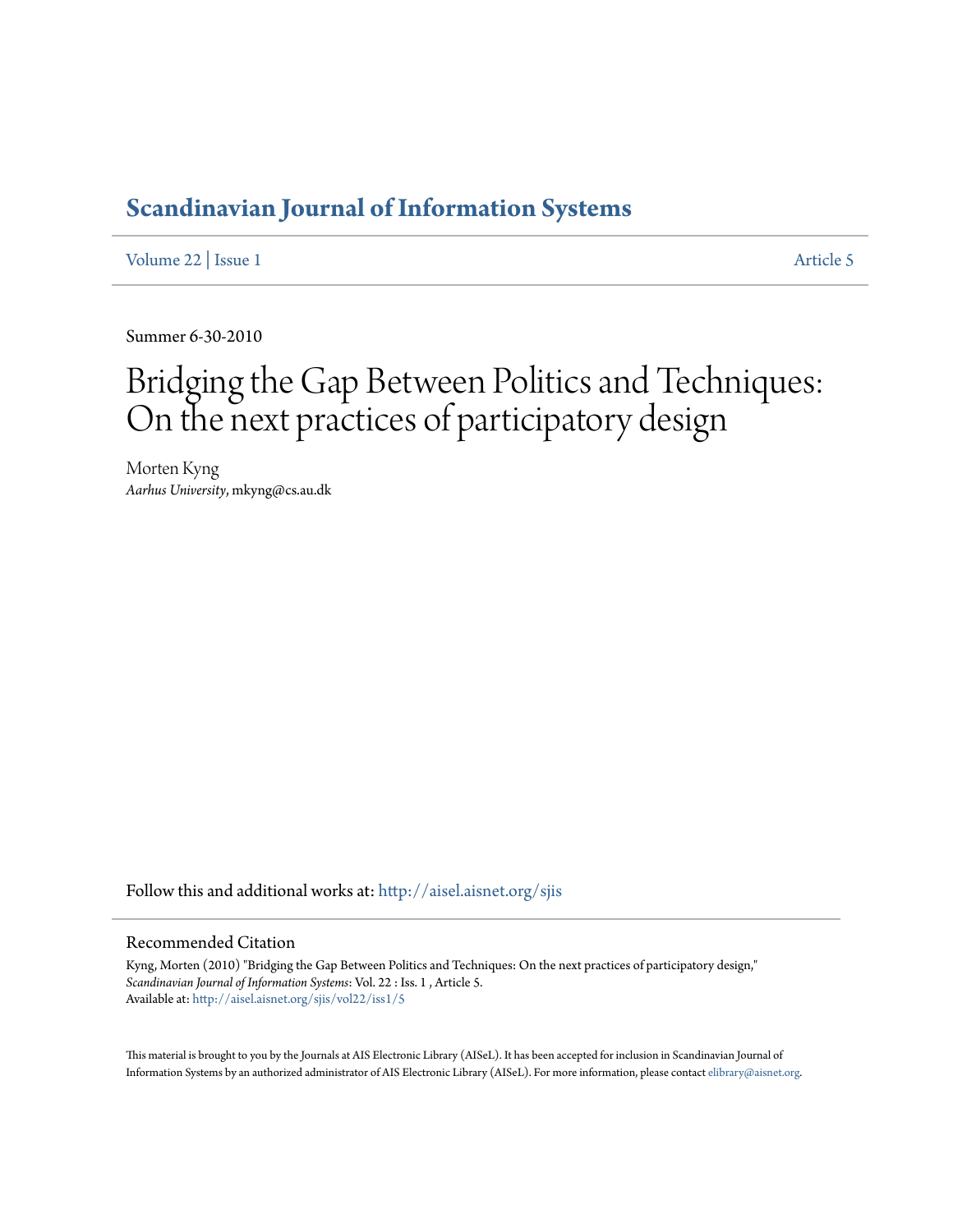# Scandinavian Journal of Information Systems

Volume 22 | Issue 1 Article 5

Summer 6-30-2010

# Bridging the Gap Between Politics and Techniques: On the next practices of participatory design

Morten Kyng
*Aarhus University*, mkyng@cs.au.dk

Follow this and additional works at: http://aisel.aisnet.org/sjis

## Recommended Citation

Kyng, Morten (2010) "Bridging the Gap Between Politics and Techniques: On the next practices of participatory design," *Scandinavian Journal of Information Systems*: Vol. 22 : Iss. 1 , Article 5.
Available at: http://aisel.aisnet.org/sjis/vol22/iss1/5

This material is brought to you by the Journals at AIS Electronic Library (AISeL). It has been accepted for inclusion in Scandinavian Journal of Information Systems by an authorized administrator of AIS Electronic Library (AISeL). For more information, please contact elibrary@aisnet.org.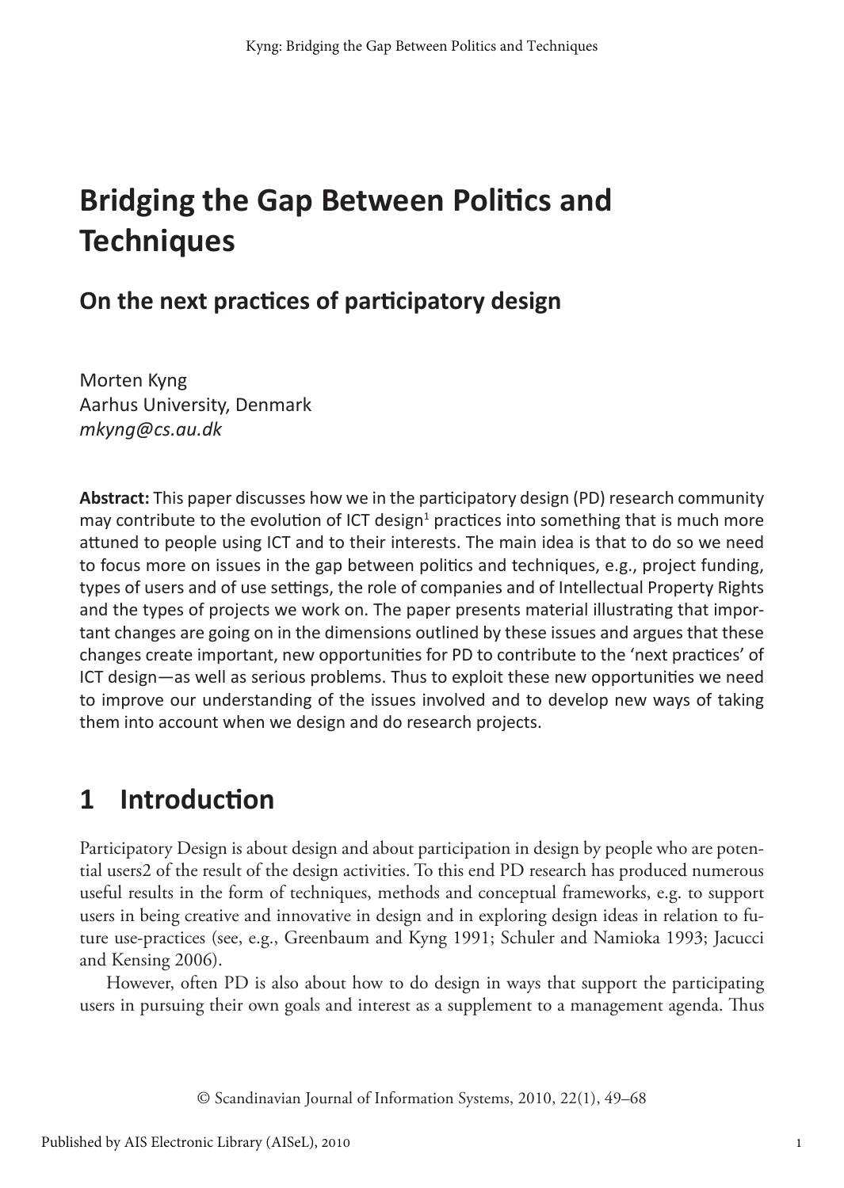# Bridging the Gap Between Politics and Techniques

## On the next practices of participatory design

Morten Kyng  
Aarhus University, Denmark  
*mkyng@cs.au.dk*

**Abstract:** This paper discusses how we in the participatory design (PD) research community may contribute to the evolution of ICT design[1] practices into something that is much more attuned to people using ICT and to their interests. The main idea is that to do so we need to focus more on issues in the gap between politics and techniques, e.g., project funding, types of users and of use settings, the role of companies and of Intellectual Property Rights and the types of projects we work on. The paper presents material illustrating that important changes are going on in the dimensions outlined by these issues and argues that these changes create important, new opportunities for PD to contribute to the 'next practices' of ICT design—as well as serious problems. Thus to exploit these new opportunities we need to improve our understanding of the issues involved and to develop new ways of taking them into account when we design and do research projects.

# 1 Introduction

Participatory Design is about design and about participation in design by people who are potential users2 of the result of the design activities. To this end PD research has produced numerous useful results in the form of techniques, methods and conceptual frameworks, e.g. to support users in being creative and innovative in design and in exploring design ideas in relation to future use-practices (see, e.g., Greenbaum and Kyng 1991; Schuler and Namioka 1993; Jacucci and Kensing 2006).

However, often PD is also about how to do design in ways that support the participating users in pursuing their own goals and interest as a supplement to a management agenda. Thus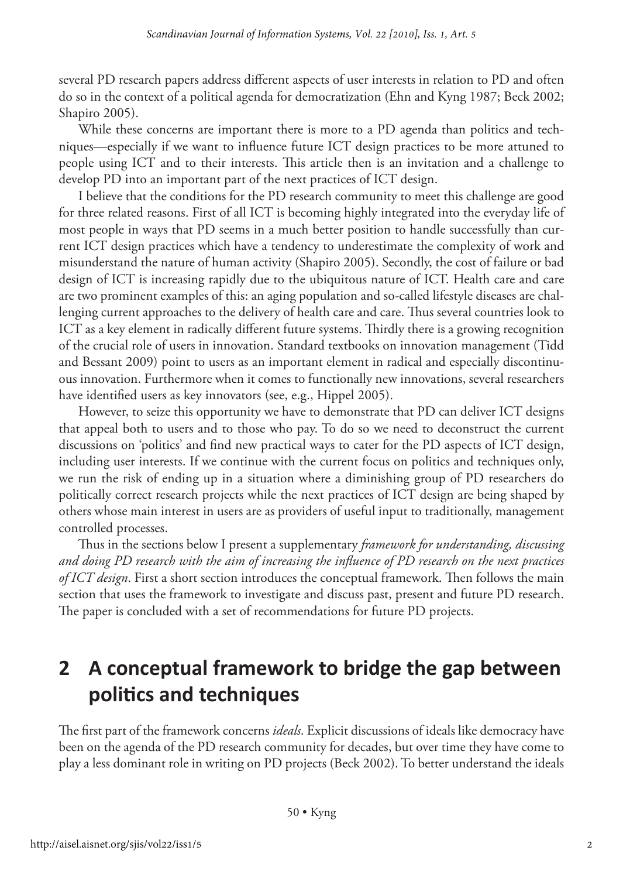several PD research papers address different aspects of user interests in relation to PD and often do so in the context of a political agenda for democratization (Ehn and Kyng 1987; Beck 2002; Shapiro 2005).

While these concerns are important there is more to a PD agenda than politics and techniques—especially if we want to influence future ICT design practices to be more attuned to people using ICT and to their interests. This article then is an invitation and a challenge to develop PD into an important part of the next practices of ICT design.

I believe that the conditions for the PD research community to meet this challenge are good for three related reasons. First of all ICT is becoming highly integrated into the everyday life of most people in ways that PD seems in a much better position to handle successfully than current ICT design practices which have a tendency to underestimate the complexity of work and misunderstand the nature of human activity (Shapiro 2005). Secondly, the cost of failure or bad design of ICT is increasing rapidly due to the ubiquitous nature of ICT. Health care and care are two prominent examples of this: an aging population and so-called lifestyle diseases are challenging current approaches to the delivery of health care and care. Thus several countries look to ICT as a key element in radically different future systems. Thirdly there is a growing recognition of the crucial role of users in innovation. Standard textbooks on innovation management (Tidd and Bessant 2009) point to users as an important element in radical and especially discontinuous innovation. Furthermore when it comes to functionally new innovations, several researchers have identified users as key innovators (see, e.g., Hippel 2005).

However, to seize this opportunity we have to demonstrate that PD can deliver ICT designs that appeal both to users and to those who pay. To do so we need to deconstruct the current discussions on 'politics' and find new practical ways to cater for the PD aspects of ICT design, including user interests. If we continue with the current focus on politics and techniques only, we run the risk of ending up in a situation where a diminishing group of PD researchers do politically correct research projects while the next practices of ICT design are being shaped by others whose main interest in users are as providers of useful input to traditionally, management controlled processes.

Thus in the sections below I present a supplementary *framework for understanding, discussing and doing PD research with the aim of increasing the influence of PD research on the next practices of ICT design*. First a short section introduces the conceptual framework. Then follows the main section that uses the framework to investigate and discuss past, present and future PD research. The paper is concluded with a set of recommendations for future PD projects.

## 2 A conceptual framework to bridge the gap between politics and techniques

The first part of the framework concerns *ideals*. Explicit discussions of ideals like democracy have been on the agenda of the PD research community for decades, but over time they have come to play a less dominant role in writing on PD projects (Beck 2002). To better understand the ideals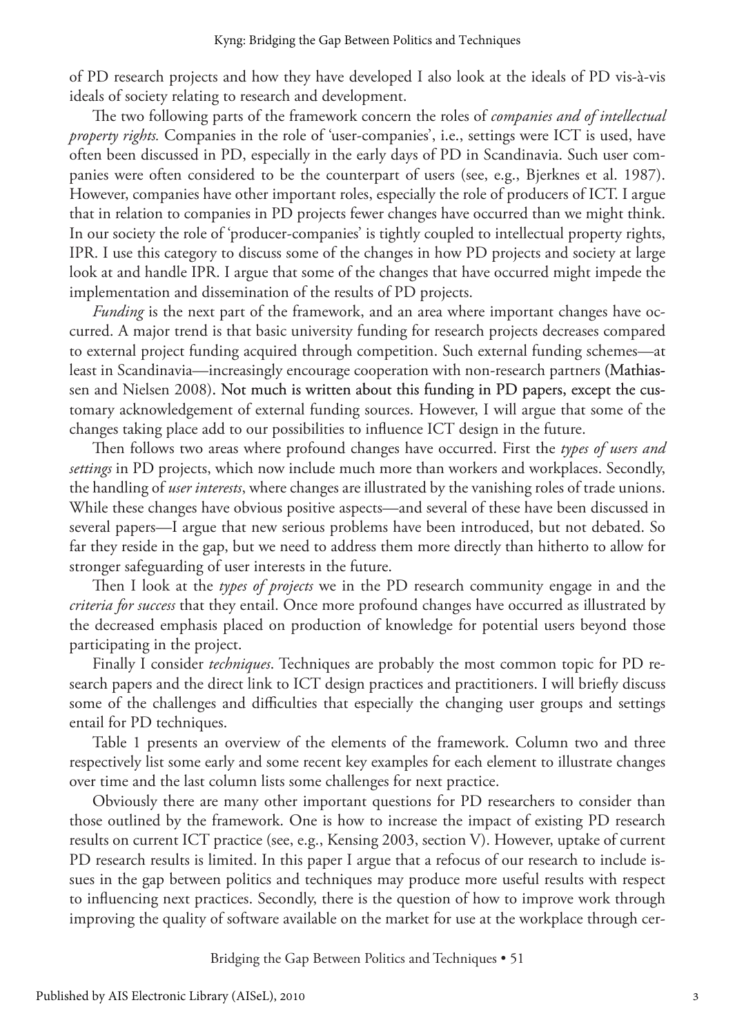of PD research projects and how they have developed I also look at the ideals of PD vis-à-vis ideals of society relating to research and development.

The two following parts of the framework concern the roles of *companies and of intellectual property rights.* Companies in the role of 'user-companies', i.e., settings were ICT is used, have often been discussed in PD, especially in the early days of PD in Scandinavia. Such user companies were often considered to be the counterpart of users (see, e.g., Bjerknes et al. 1987). However, companies have other important roles, especially the role of producers of ICT. I argue that in relation to companies in PD projects fewer changes have occurred than we might think. In our society the role of 'producer-companies' is tightly coupled to intellectual property rights, IPR. I use this category to discuss some of the changes in how PD projects and society at large look at and handle IPR. I argue that some of the changes that have occurred might impede the implementation and dissemination of the results of PD projects.

*Funding* is the next part of the framework, and an area where important changes have occurred. A major trend is that basic university funding for research projects decreases compared to external project funding acquired through competition. Such external funding schemes—at least in Scandinavia—increasingly encourage cooperation with non-research partners (Mathiassen and Nielsen 2008). Not much is written about this funding in PD papers, except the customary acknowledgement of external funding sources. However, I will argue that some of the changes taking place add to our possibilities to influence ICT design in the future.

Then follows two areas where profound changes have occurred. First the *types of users and settings* in PD projects, which now include much more than workers and workplaces. Secondly, the handling of *user interests*, where changes are illustrated by the vanishing roles of trade unions. While these changes have obvious positive aspects—and several of these have been discussed in several papers—I argue that new serious problems have been introduced, but not debated. So far they reside in the gap, but we need to address them more directly than hitherto to allow for stronger safeguarding of user interests in the future.

Then I look at the *types of projects* we in the PD research community engage in and the *criteria for success* that they entail. Once more profound changes have occurred as illustrated by the decreased emphasis placed on production of knowledge for potential users beyond those participating in the project.

Finally I consider *techniques*. Techniques are probably the most common topic for PD research papers and the direct link to ICT design practices and practitioners. I will briefly discuss some of the challenges and difficulties that especially the changing user groups and settings entail for PD techniques.

Table 1 presents an overview of the elements of the framework. Column two and three respectively list some early and some recent key examples for each element to illustrate changes over time and the last column lists some challenges for next practice.

Obviously there are many other important questions for PD researchers to consider than those outlined by the framework. One is how to increase the impact of existing PD research results on current ICT practice (see, e.g., Kensing 2003, section V). However, uptake of current PD research results is limited. In this paper I argue that a refocus of our research to include issues in the gap between politics and techniques may produce more useful results with respect to influencing next practices. Secondly, there is the question of how to improve work through improving the quality of software available on the market for use at the workplace through cer-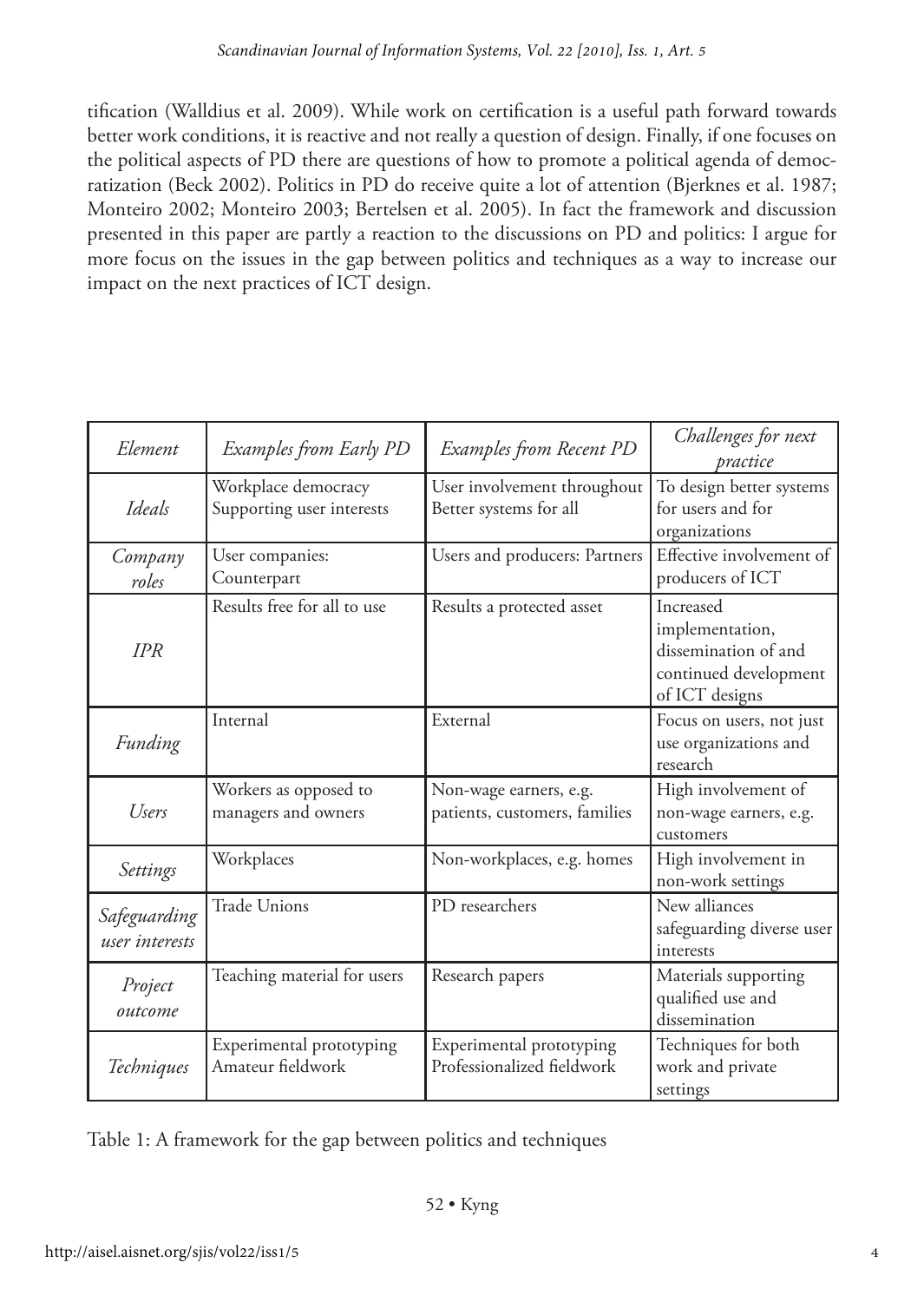tification (Walldius et al. 2009). While work on certification is a useful path forward towards better work conditions, it is reactive and not really a question of design. Finally, if one focuses on the political aspects of PD there are questions of how to promote a political agenda of democratization (Beck 2002). Politics in PD do receive quite a lot of attention (Bjerknes et al. 1987; Monteiro 2002; Monteiro 2003; Bertelsen et al. 2005). In fact the framework and discussion presented in this paper are partly a reaction to the discussions on PD and politics: I argue for more focus on the issues in the gap between politics and techniques as a way to increase our impact on the next practices of ICT design.

| *Element* | *Examples from Early PD* | *Examples from Recent PD* | *Challenges for next practice* |
|---|---|---|---|
| *Ideals* | Workplace democracy<br>Supporting user interests | User involvement throughout<br>Better systems for all | To design better systems for users and for organizations |
| *Company roles* | User companies: Counterpart | Users and producers: Partners | Effective involvement of producers of ICT |
| *IPR* | Results free for all to use | Results a protected asset | Increased implementation, dissemination of and continued development of ICT designs |
| *Funding* | Internal | External | Focus on users, not just use organizations and research |
| *Users* | Workers as opposed to managers and owners | Non-wage earners, e.g. patients, customers, families | High involvement of non-wage earners, e.g. customers |
| *Settings* | Workplaces | Non-workplaces, e.g. homes | High involvement in non-work settings |
| *Safeguarding user interests* | Trade Unions | PD researchers | New alliances safeguarding diverse user interests |
| *Project outcome* | Teaching material for users | Research papers | Materials supporting qualified use and dissemination |
| *Techniques* | Experimental prototyping<br>Amateur fieldwork | Experimental prototyping<br>Professionalized fieldwork | Techniques for both work and private settings |

Table 1: A framework for the gap between politics and techniques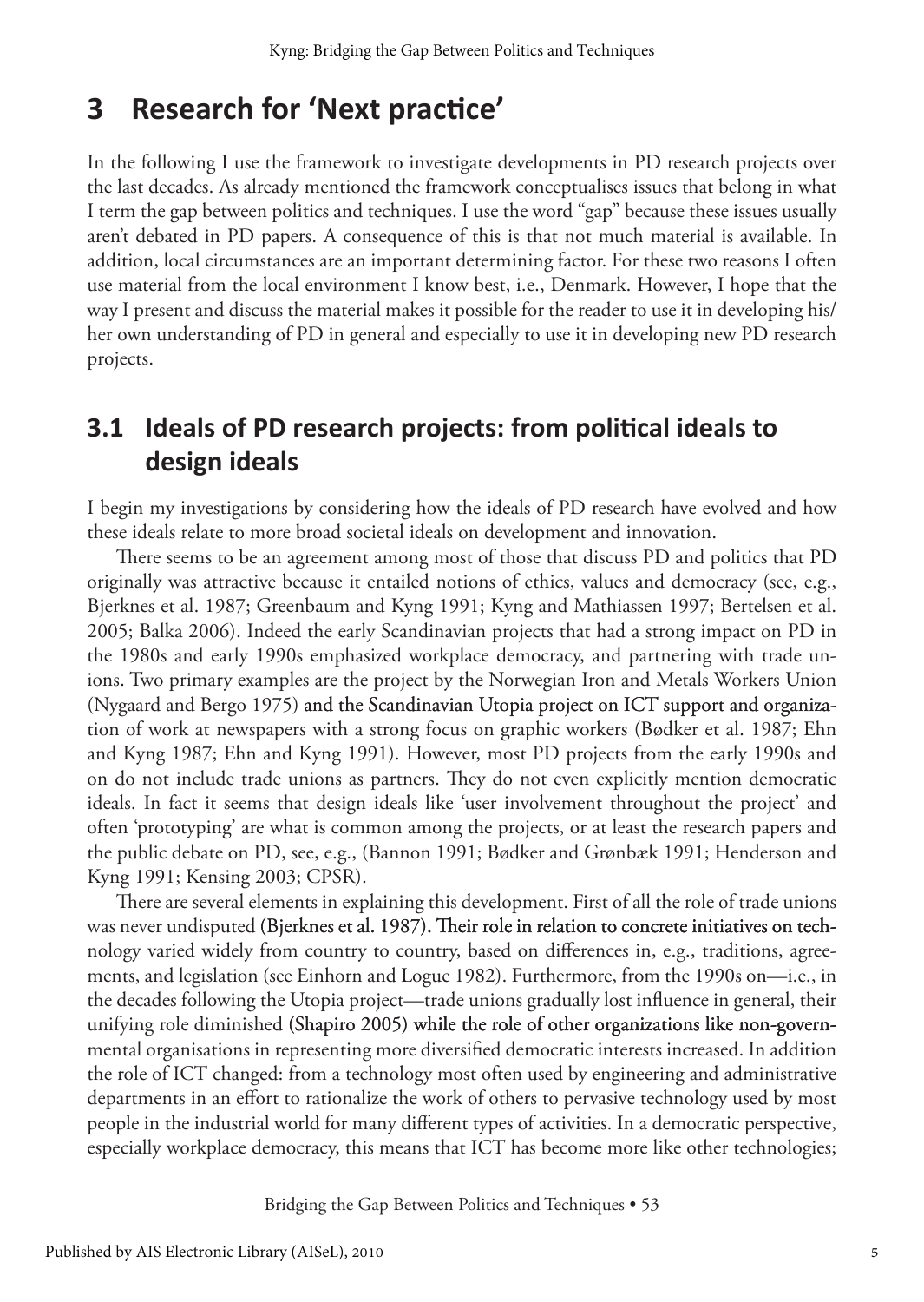# 3 Research for 'Next practice'

In the following I use the framework to investigate developments in PD research projects over the last decades. As already mentioned the framework conceptualises issues that belong in what I term the gap between politics and techniques. I use the word "gap" because these issues usually aren't debated in PD papers. A consequence of this is that not much material is available. In addition, local circumstances are an important determining factor. For these two reasons I often use material from the local environment I know best, i.e., Denmark. However, I hope that the way I present and discuss the material makes it possible for the reader to use it in developing his/her own understanding of PD in general and especially to use it in developing new PD research projects.

## 3.1 Ideals of PD research projects: from political ideals to design ideals

I begin my investigations by considering how the ideals of PD research have evolved and how these ideals relate to more broad societal ideals on development and innovation.

There seems to be an agreement among most of those that discuss PD and politics that PD originally was attractive because it entailed notions of ethics, values and democracy (see, e.g., Bjerknes et al. 1987; Greenbaum and Kyng 1991; Kyng and Mathiassen 1997; Bertelsen et al. 2005; Balka 2006). Indeed the early Scandinavian projects that had a strong impact on PD in the 1980s and early 1990s emphasized workplace democracy, and partnering with trade unions. Two primary examples are the project by the Norwegian Iron and Metals Workers Union (Nygaard and Bergo 1975) and the Scandinavian Utopia project on ICT support and organization of work at newspapers with a strong focus on graphic workers (Bødker et al. 1987; Ehn and Kyng 1987; Ehn and Kyng 1991). However, most PD projects from the early 1990s and on do not include trade unions as partners. They do not even explicitly mention democratic ideals. In fact it seems that design ideals like 'user involvement throughout the project' and often 'prototyping' are what is common among the projects, or at least the research papers and the public debate on PD, see, e.g., (Bannon 1991; Bødker and Grønbæk 1991; Henderson and Kyng 1991; Kensing 2003; CPSR).

There are several elements in explaining this development. First of all the role of trade unions was never undisputed (Bjerknes et al. 1987). Their role in relation to concrete initiatives on technology varied widely from country to country, based on differences in, e.g., traditions, agreements, and legislation (see Einhorn and Logue 1982). Furthermore, from the 1990s on—i.e., in the decades following the Utopia project—trade unions gradually lost influence in general, their unifying role diminished (Shapiro 2005) while the role of other organizations like non-governmental organisations in representing more diversified democratic interests increased. In addition the role of ICT changed: from a technology most often used by engineering and administrative departments in an effort to rationalize the work of others to pervasive technology used by most people in the industrial world for many different types of activities. In a democratic perspective, especially workplace democracy, this means that ICT has become more like other technologies;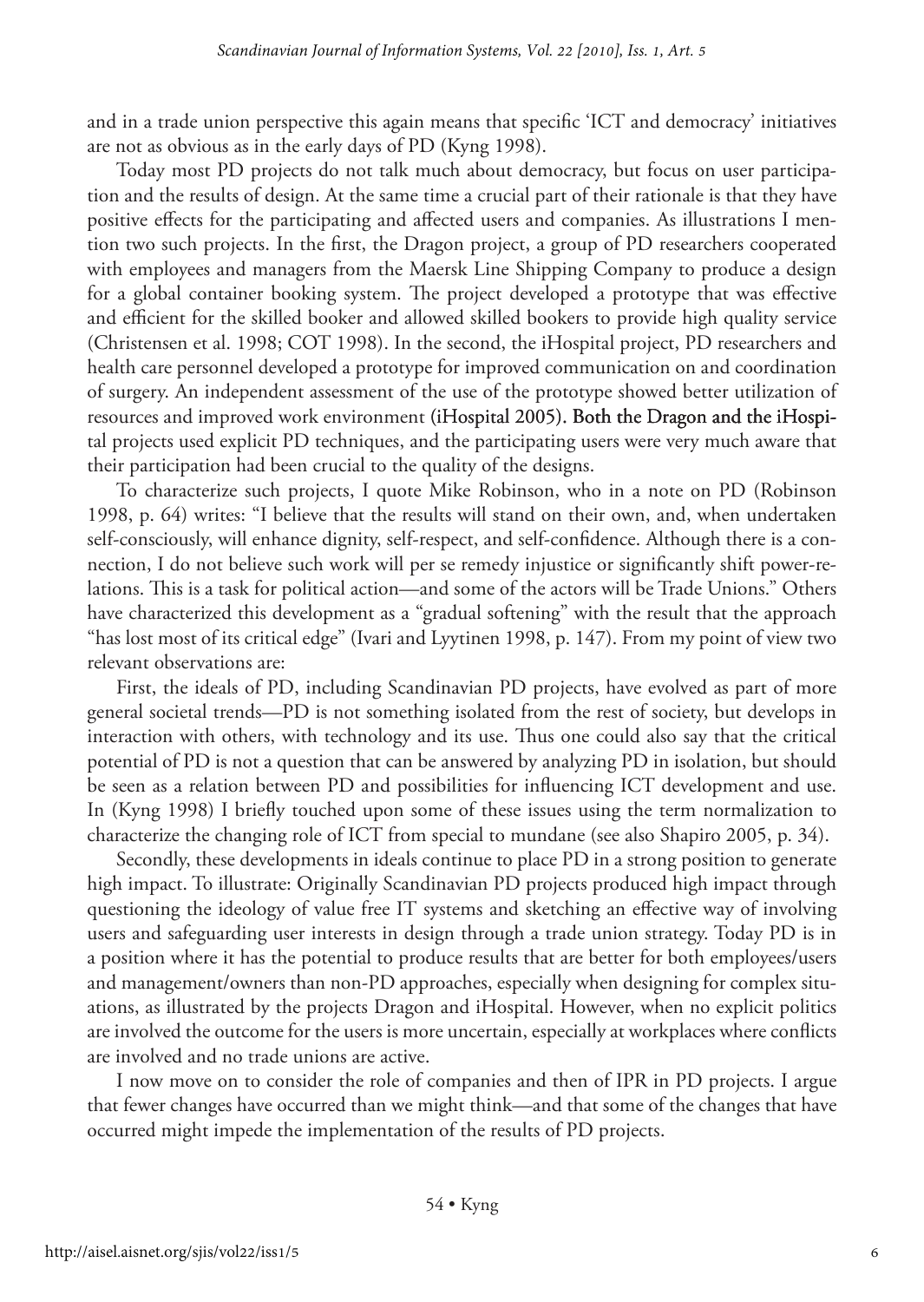and in a trade union perspective this again means that specific 'ICT and democracy' initiatives are not as obvious as in the early days of PD (Kyng 1998).

Today most PD projects do not talk much about democracy, but focus on user participation and the results of design. At the same time a crucial part of their rationale is that they have positive effects for the participating and affected users and companies. As illustrations I mention two such projects. In the first, the Dragon project, a group of PD researchers cooperated with employees and managers from the Maersk Line Shipping Company to produce a design for a global container booking system. The project developed a prototype that was effective and efficient for the skilled booker and allowed skilled bookers to provide high quality service (Christensen et al. 1998; COT 1998). In the second, the iHospital project, PD researchers and health care personnel developed a prototype for improved communication on and coordination of surgery. An independent assessment of the use of the prototype showed better utilization of resources and improved work environment (iHospital 2005). Both the Dragon and the iHospital projects used explicit PD techniques, and the participating users were very much aware that their participation had been crucial to the quality of the designs.

To characterize such projects, I quote Mike Robinson, who in a note on PD (Robinson 1998, p. 64) writes: "I believe that the results will stand on their own, and, when undertaken self-consciously, will enhance dignity, self-respect, and self-confidence. Although there is a connection, I do not believe such work will per se remedy injustice or significantly shift power-relations. This is a task for political action—and some of the actors will be Trade Unions." Others have characterized this development as a "gradual softening" with the result that the approach "has lost most of its critical edge" (Ivari and Lyytinen 1998, p. 147). From my point of view two relevant observations are:

First, the ideals of PD, including Scandinavian PD projects, have evolved as part of more general societal trends—PD is not something isolated from the rest of society, but develops in interaction with others, with technology and its use. Thus one could also say that the critical potential of PD is not a question that can be answered by analyzing PD in isolation, but should be seen as a relation between PD and possibilities for influencing ICT development and use. In (Kyng 1998) I briefly touched upon some of these issues using the term normalization to characterize the changing role of ICT from special to mundane (see also Shapiro 2005, p. 34).

Secondly, these developments in ideals continue to place PD in a strong position to generate high impact. To illustrate: Originally Scandinavian PD projects produced high impact through questioning the ideology of value free IT systems and sketching an effective way of involving users and safeguarding user interests in design through a trade union strategy. Today PD is in a position where it has the potential to produce results that are better for both employees/users and management/owners than non-PD approaches, especially when designing for complex situations, as illustrated by the projects Dragon and iHospital. However, when no explicit politics are involved the outcome for the users is more uncertain, especially at workplaces where conflicts are involved and no trade unions are active.

I now move on to consider the role of companies and then of IPR in PD projects. I argue that fewer changes have occurred than we might think—and that some of the changes that have occurred might impede the implementation of the results of PD projects.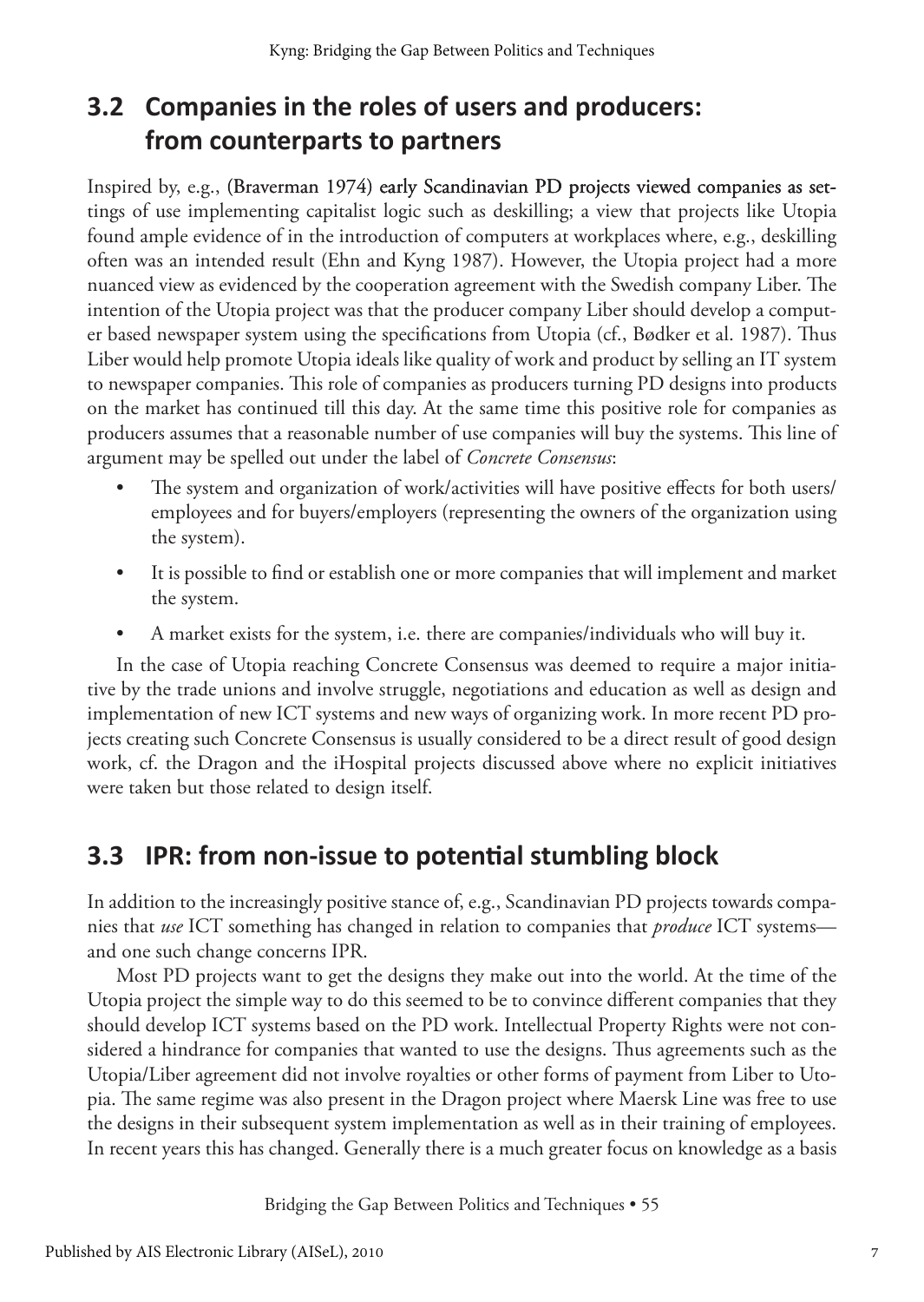## 3.2 Companies in the roles of users and producers: from counterparts to partners

Inspired by, e.g., (Braverman 1974) early Scandinavian PD projects viewed companies as settings of use implementing capitalist logic such as deskilling; a view that projects like Utopia found ample evidence of in the introduction of computers at workplaces where, e.g., deskilling often was an intended result (Ehn and Kyng 1987). However, the Utopia project had a more nuanced view as evidenced by the cooperation agreement with the Swedish company Liber. The intention of the Utopia project was that the producer company Liber should develop a computer based newspaper system using the specifications from Utopia (cf., Bødker et al. 1987). Thus Liber would help promote Utopia ideals like quality of work and product by selling an IT system to newspaper companies. This role of companies as producers turning PD designs into products on the market has continued till this day. At the same time this positive role for companies as producers assumes that a reasonable number of use companies will buy the systems. This line of argument may be spelled out under the label of *Concrete Consensus*:

- The system and organization of work/activities will have positive effects for both users/employees and for buyers/employers (representing the owners of the organization using the system).
- It is possible to find or establish one or more companies that will implement and market the system.
- A market exists for the system, i.e. there are companies/individuals who will buy it.

In the case of Utopia reaching Concrete Consensus was deemed to require a major initiative by the trade unions and involve struggle, negotiations and education as well as design and implementation of new ICT systems and new ways of organizing work. In more recent PD projects creating such Concrete Consensus is usually considered to be a direct result of good design work, cf. the Dragon and the iHospital projects discussed above where no explicit initiatives were taken but those related to design itself.

## 3.3 IPR: from non-issue to potential stumbling block

In addition to the increasingly positive stance of, e.g., Scandinavian PD projects towards companies that *use* ICT something has changed in relation to companies that *produce* ICT systems—and one such change concerns IPR.

Most PD projects want to get the designs they make out into the world. At the time of the Utopia project the simple way to do this seemed to be to convince different companies that they should develop ICT systems based on the PD work. Intellectual Property Rights were not considered a hindrance for companies that wanted to use the designs. Thus agreements such as the Utopia/Liber agreement did not involve royalties or other forms of payment from Liber to Utopia. The same regime was also present in the Dragon project where Maersk Line was free to use the designs in their subsequent system implementation as well as in their training of employees. In recent years this has changed. Generally there is a much greater focus on knowledge as a basis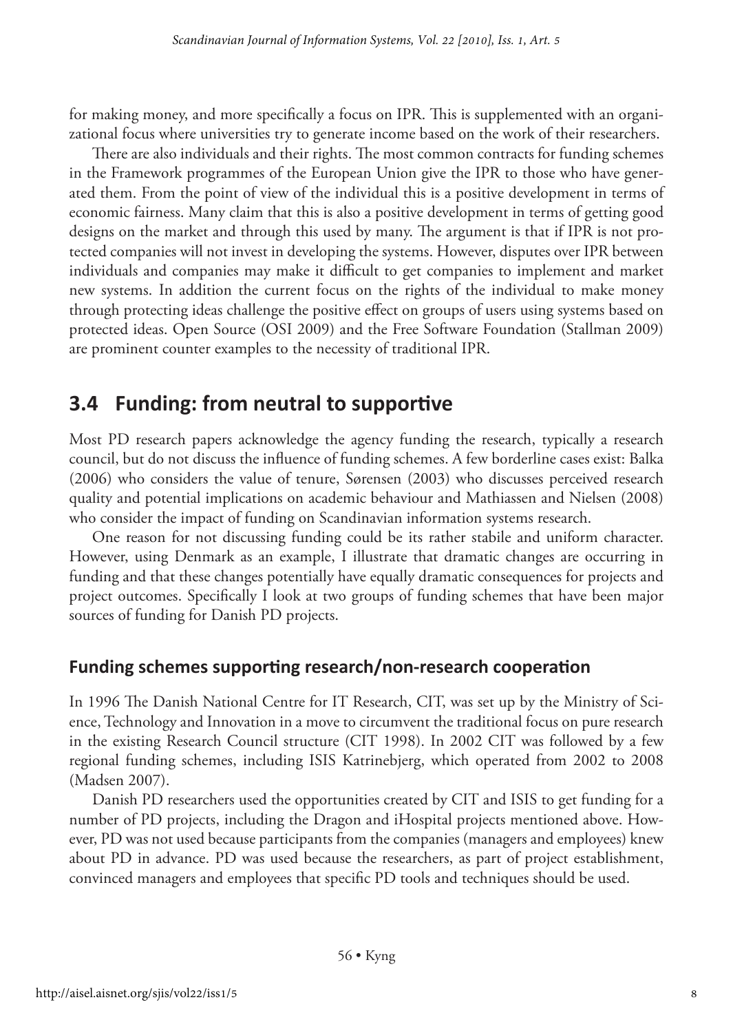for making money, and more specifically a focus on IPR. This is supplemented with an organizational focus where universities try to generate income based on the work of their researchers.

There are also individuals and their rights. The most common contracts for funding schemes in the Framework programmes of the European Union give the IPR to those who have generated them. From the point of view of the individual this is a positive development in terms of economic fairness. Many claim that this is also a positive development in terms of getting good designs on the market and through this used by many. The argument is that if IPR is not protected companies will not invest in developing the systems. However, disputes over IPR between individuals and companies may make it difficult to get companies to implement and market new systems. In addition the current focus on the rights of the individual to make money through protecting ideas challenge the positive effect on groups of users using systems based on protected ideas. Open Source (OSI 2009) and the Free Software Foundation (Stallman 2009) are prominent counter examples to the necessity of traditional IPR.

## 3.4 Funding: from neutral to supportive

Most PD research papers acknowledge the agency funding the research, typically a research council, but do not discuss the influence of funding schemes. A few borderline cases exist: Balka (2006) who considers the value of tenure, Sørensen (2003) who discusses perceived research quality and potential implications on academic behaviour and Mathiassen and Nielsen (2008) who consider the impact of funding on Scandinavian information systems research.

One reason for not discussing funding could be its rather stabile and uniform character. However, using Denmark as an example, I illustrate that dramatic changes are occurring in funding and that these changes potentially have equally dramatic consequences for projects and project outcomes. Specifically I look at two groups of funding schemes that have been major sources of funding for Danish PD projects.

### Funding schemes supporting research/non-research cooperation

In 1996 The Danish National Centre for IT Research, CIT, was set up by the Ministry of Science, Technology and Innovation in a move to circumvent the traditional focus on pure research in the existing Research Council structure (CIT 1998). In 2002 CIT was followed by a few regional funding schemes, including ISIS Katrinebjerg, which operated from 2002 to 2008 (Madsen 2007).

Danish PD researchers used the opportunities created by CIT and ISIS to get funding for a number of PD projects, including the Dragon and iHospital projects mentioned above. However, PD was not used because participants from the companies (managers and employees) knew about PD in advance. PD was used because the researchers, as part of project establishment, convinced managers and employees that specific PD tools and techniques should be used.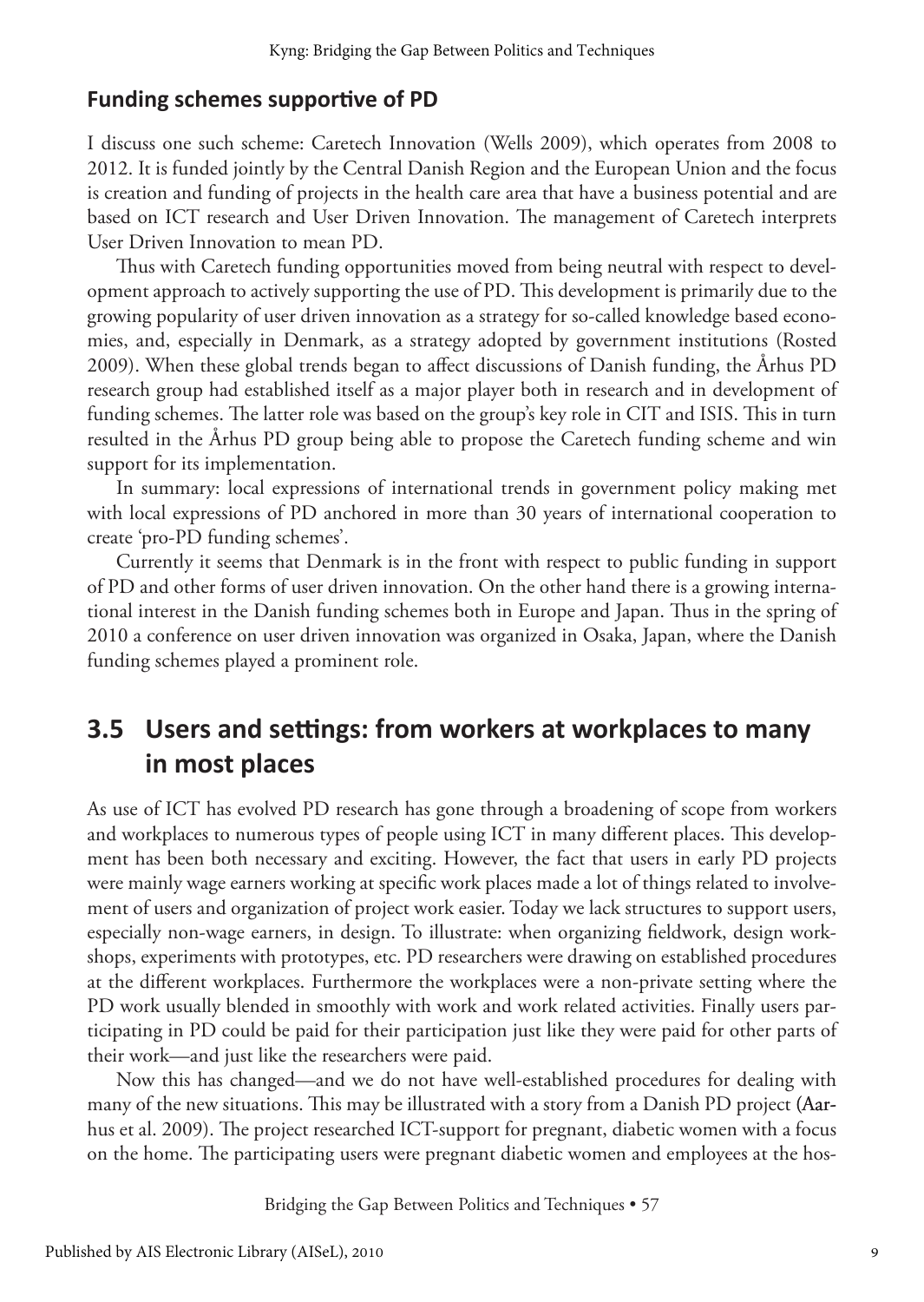### Funding schemes supportive of PD

I discuss one such scheme: Caretech Innovation (Wells 2009), which operates from 2008 to 2012. It is funded jointly by the Central Danish Region and the European Union and the focus is creation and funding of projects in the health care area that have a business potential and are based on ICT research and User Driven Innovation. The management of Caretech interprets User Driven Innovation to mean PD.

Thus with Caretech funding opportunities moved from being neutral with respect to development approach to actively supporting the use of PD. This development is primarily due to the growing popularity of user driven innovation as a strategy for so-called knowledge based economies, and, especially in Denmark, as a strategy adopted by government institutions (Rosted 2009). When these global trends began to affect discussions of Danish funding, the Århus PD research group had established itself as a major player both in research and in development of funding schemes. The latter role was based on the group's key role in CIT and ISIS. This in turn resulted in the Århus PD group being able to propose the Caretech funding scheme and win support for its implementation.

In summary: local expressions of international trends in government policy making met with local expressions of PD anchored in more than 30 years of international cooperation to create 'pro-PD funding schemes'.

Currently it seems that Denmark is in the front with respect to public funding in support of PD and other forms of user driven innovation. On the other hand there is a growing international interest in the Danish funding schemes both in Europe and Japan. Thus in the spring of 2010 a conference on user driven innovation was organized in Osaka, Japan, where the Danish funding schemes played a prominent role.

## 3.5 Users and settings: from workers at workplaces to many in most places

As use of ICT has evolved PD research has gone through a broadening of scope from workers and workplaces to numerous types of people using ICT in many different places. This development has been both necessary and exciting. However, the fact that users in early PD projects were mainly wage earners working at specific work places made a lot of things related to involvement of users and organization of project work easier. Today we lack structures to support users, especially non-wage earners, in design. To illustrate: when organizing fieldwork, design workshops, experiments with prototypes, etc. PD researchers were drawing on established procedures at the different workplaces. Furthermore the workplaces were a non-private setting where the PD work usually blended in smoothly with work and work related activities. Finally users participating in PD could be paid for their participation just like they were paid for other parts of their work—and just like the researchers were paid.

Now this has changed—and we do not have well-established procedures for dealing with many of the new situations. This may be illustrated with a story from a Danish PD project (Aarhus et al. 2009). The project researched ICT-support for pregnant, diabetic women with a focus on the home. The participating users were pregnant diabetic women and employees at the hos-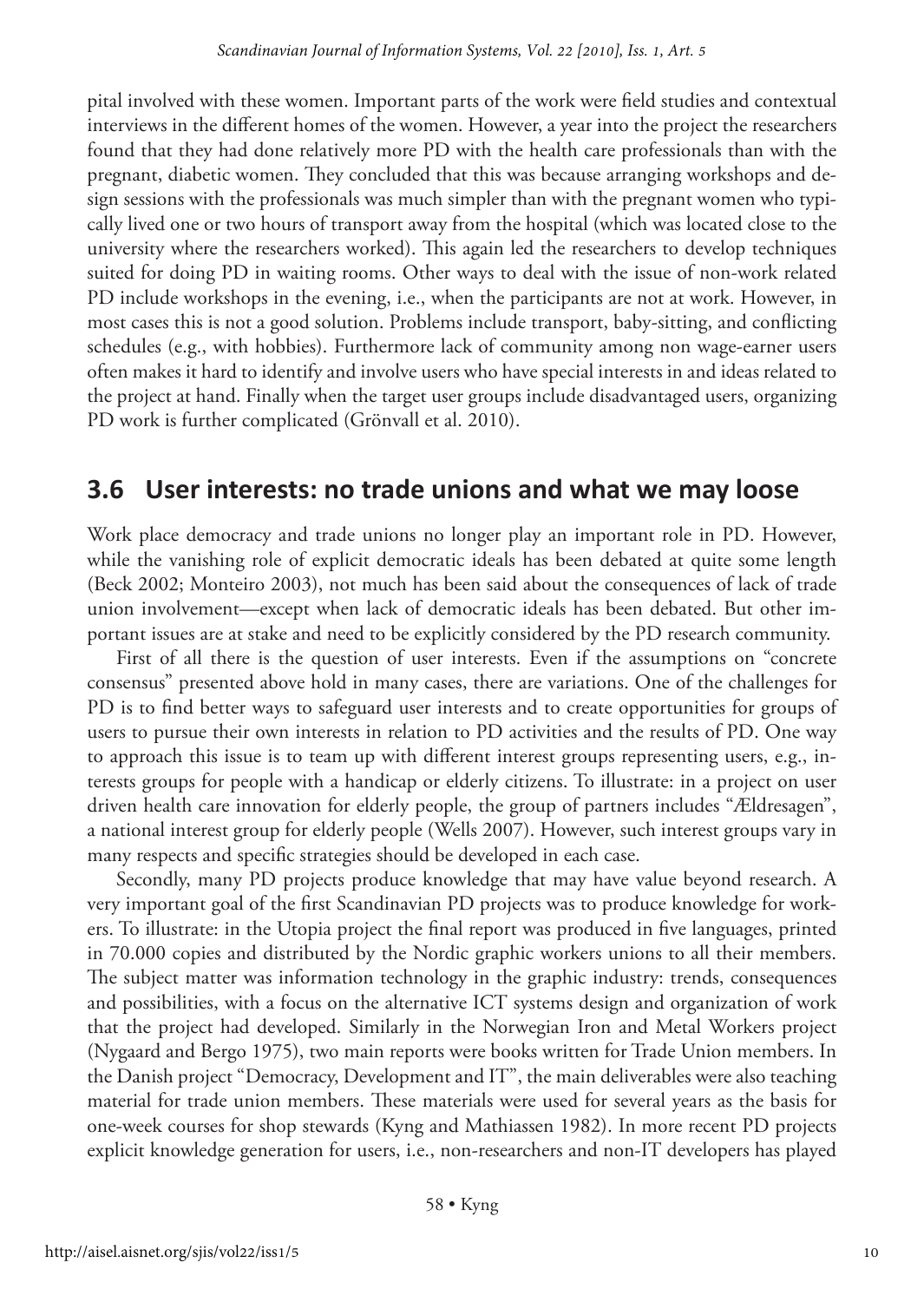pital involved with these women. Important parts of the work were field studies and contextual interviews in the different homes of the women. However, a year into the project the researchers found that they had done relatively more PD with the health care professionals than with the pregnant, diabetic women. They concluded that this was because arranging workshops and design sessions with the professionals was much simpler than with the pregnant women who typically lived one or two hours of transport away from the hospital (which was located close to the university where the researchers worked). This again led the researchers to develop techniques suited for doing PD in waiting rooms. Other ways to deal with the issue of non-work related PD include workshops in the evening, i.e., when the participants are not at work. However, in most cases this is not a good solution. Problems include transport, baby-sitting, and conflicting schedules (e.g., with hobbies). Furthermore lack of community among non wage-earner users often makes it hard to identify and involve users who have special interests in and ideas related to the project at hand. Finally when the target user groups include disadvantaged users, organizing PD work is further complicated (Grönvall et al. 2010).

## 3.6 User interests: no trade unions and what we may loose

Work place democracy and trade unions no longer play an important role in PD. However, while the vanishing role of explicit democratic ideals has been debated at quite some length (Beck 2002; Monteiro 2003), not much has been said about the consequences of lack of trade union involvement—except when lack of democratic ideals has been debated. But other important issues are at stake and need to be explicitly considered by the PD research community.

First of all there is the question of user interests. Even if the assumptions on "concrete consensus" presented above hold in many cases, there are variations. One of the challenges for PD is to find better ways to safeguard user interests and to create opportunities for groups of users to pursue their own interests in relation to PD activities and the results of PD. One way to approach this issue is to team up with different interest groups representing users, e.g., interests groups for people with a handicap or elderly citizens. To illustrate: in a project on user driven health care innovation for elderly people, the group of partners includes "Ældresagen", a national interest group for elderly people (Wells 2007). However, such interest groups vary in many respects and specific strategies should be developed in each case.

Secondly, many PD projects produce knowledge that may have value beyond research. A very important goal of the first Scandinavian PD projects was to produce knowledge for workers. To illustrate: in the Utopia project the final report was produced in five languages, printed in 70.000 copies and distributed by the Nordic graphic workers unions to all their members. The subject matter was information technology in the graphic industry: trends, consequences and possibilities, with a focus on the alternative ICT systems design and organization of work that the project had developed. Similarly in the Norwegian Iron and Metal Workers project (Nygaard and Bergo 1975), two main reports were books written for Trade Union members. In the Danish project "Democracy, Development and IT", the main deliverables were also teaching material for trade union members. These materials were used for several years as the basis for one-week courses for shop stewards (Kyng and Mathiassen 1982). In more recent PD projects explicit knowledge generation for users, i.e., non-researchers and non-IT developers has played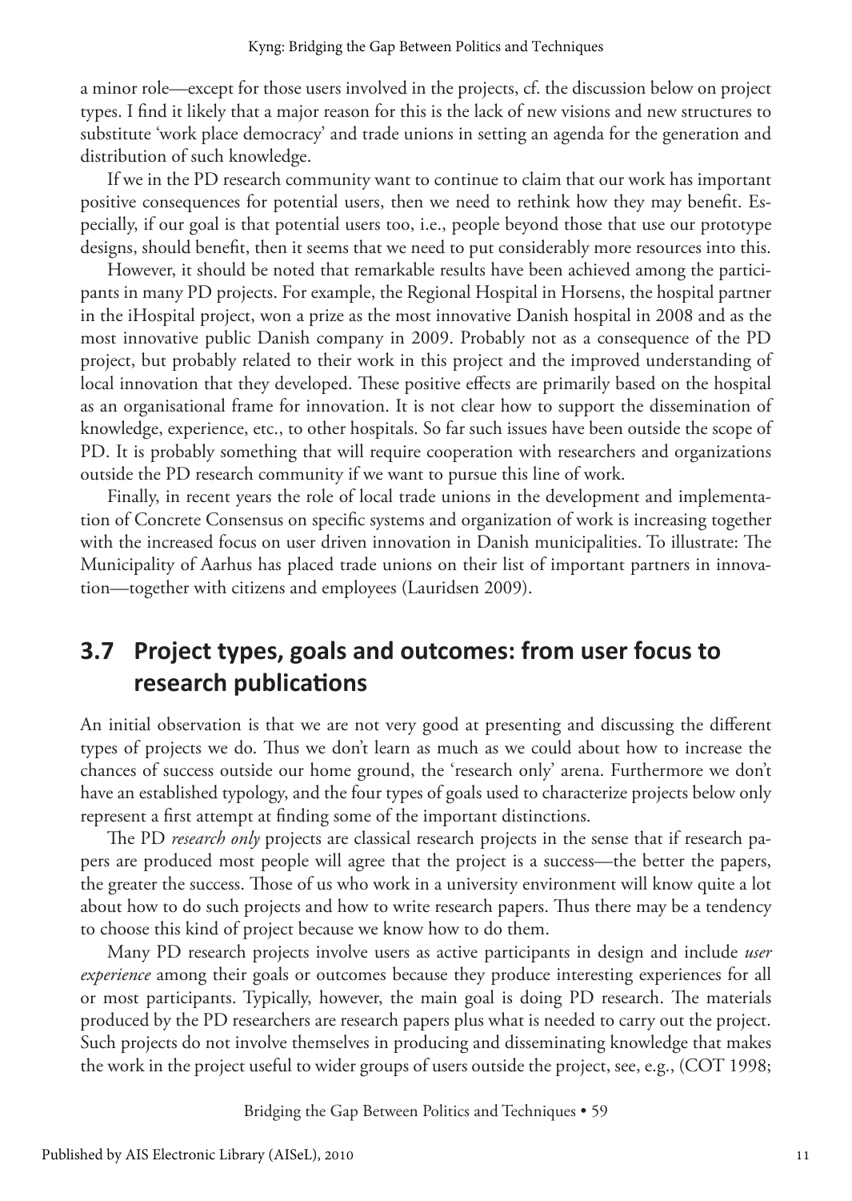a minor role—except for those users involved in the projects, cf. the discussion below on project types. I find it likely that a major reason for this is the lack of new visions and new structures to substitute 'work place democracy' and trade unions in setting an agenda for the generation and distribution of such knowledge.

If we in the PD research community want to continue to claim that our work has important positive consequences for potential users, then we need to rethink how they may benefit. Especially, if our goal is that potential users too, i.e., people beyond those that use our prototype designs, should benefit, then it seems that we need to put considerably more resources into this.

However, it should be noted that remarkable results have been achieved among the participants in many PD projects. For example, the Regional Hospital in Horsens, the hospital partner in the iHospital project, won a prize as the most innovative Danish hospital in 2008 and as the most innovative public Danish company in 2009. Probably not as a consequence of the PD project, but probably related to their work in this project and the improved understanding of local innovation that they developed. These positive effects are primarily based on the hospital as an organisational frame for innovation. It is not clear how to support the dissemination of knowledge, experience, etc., to other hospitals. So far such issues have been outside the scope of PD. It is probably something that will require cooperation with researchers and organizations outside the PD research community if we want to pursue this line of work.

Finally, in recent years the role of local trade unions in the development and implementation of Concrete Consensus on specific systems and organization of work is increasing together with the increased focus on user driven innovation in Danish municipalities. To illustrate: The Municipality of Aarhus has placed trade unions on their list of important partners in innovation—together with citizens and employees (Lauridsen 2009).

## 3.7 Project types, goals and outcomes: from user focus to research publications

An initial observation is that we are not very good at presenting and discussing the different types of projects we do. Thus we don't learn as much as we could about how to increase the chances of success outside our home ground, the 'research only' arena. Furthermore we don't have an established typology, and the four types of goals used to characterize projects below only represent a first attempt at finding some of the important distinctions.

The PD *research only* projects are classical research projects in the sense that if research papers are produced most people will agree that the project is a success—the better the papers, the greater the success. Those of us who work in a university environment will know quite a lot about how to do such projects and how to write research papers. Thus there may be a tendency to choose this kind of project because we know how to do them.

Many PD research projects involve users as active participants in design and include *user experience* among their goals or outcomes because they produce interesting experiences for all or most participants. Typically, however, the main goal is doing PD research. The materials produced by the PD researchers are research papers plus what is needed to carry out the project. Such projects do not involve themselves in producing and disseminating knowledge that makes the work in the project useful to wider groups of users outside the project, see, e.g., (COT 1998;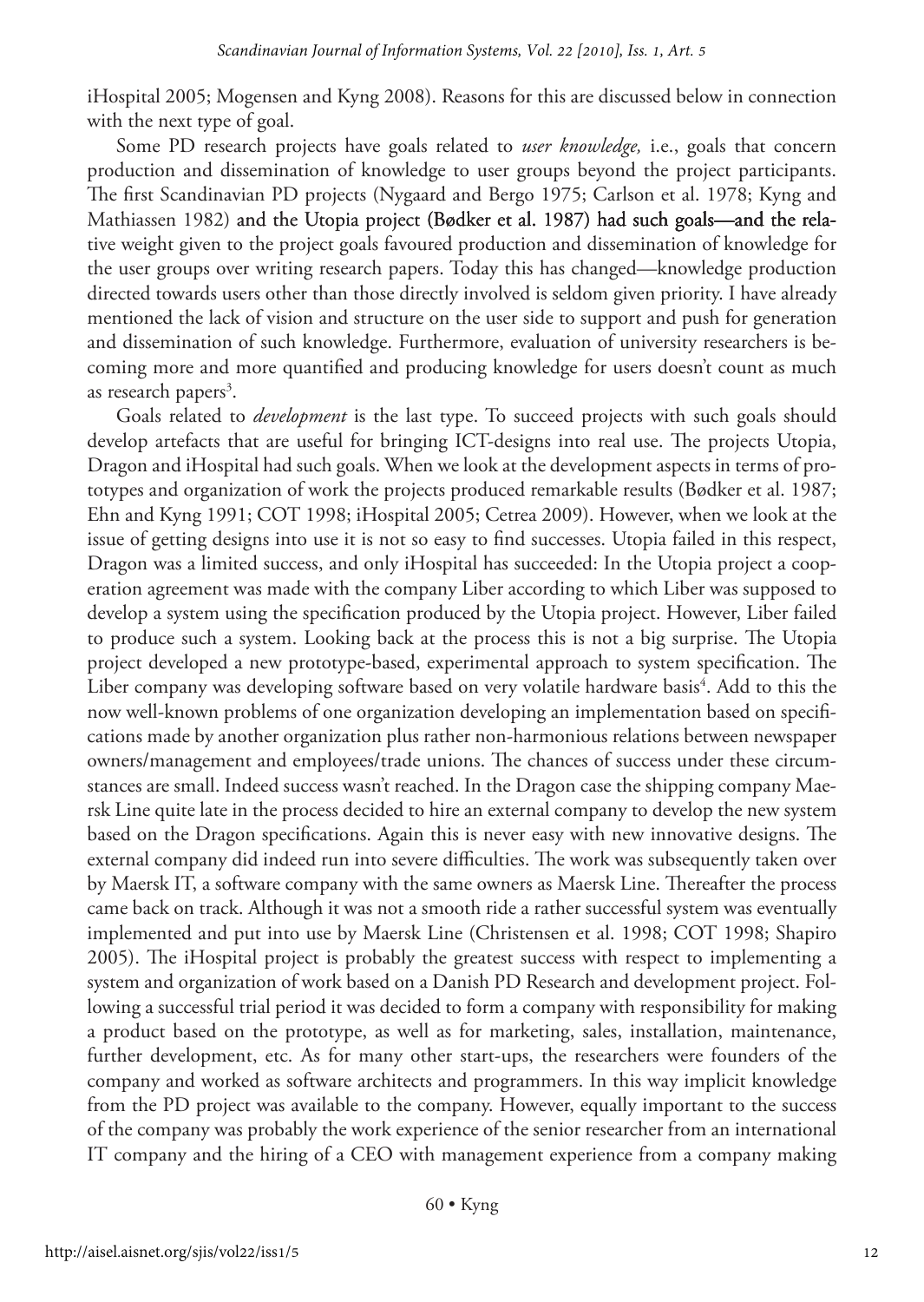iHospital 2005; Mogensen and Kyng 2008). Reasons for this are discussed below in connection with the next type of goal.

Some PD research projects have goals related to *user knowledge,* i.e., goals that concern production and dissemination of knowledge to user groups beyond the project participants. The first Scandinavian PD projects (Nygaard and Bergo 1975; Carlson et al. 1978; Kyng and Mathiassen 1982) and the Utopia project (Bødker et al. 1987) had such goals—and the relative weight given to the project goals favoured production and dissemination of knowledge for the user groups over writing research papers. Today this has changed—knowledge production directed towards users other than those directly involved is seldom given priority. I have already mentioned the lack of vision and structure on the user side to support and push for generation and dissemination of such knowledge. Furthermore, evaluation of university researchers is becoming more and more quantified and producing knowledge for users doesn't count as much as research papers[3].

Goals related to *development* is the last type. To succeed projects with such goals should develop artefacts that are useful for bringing ICT-designs into real use. The projects Utopia, Dragon and iHospital had such goals. When we look at the development aspects in terms of prototypes and organization of work the projects produced remarkable results (Bødker et al. 1987; Ehn and Kyng 1991; COT 1998; iHospital 2005; Cetrea 2009). However, when we look at the issue of getting designs into use it is not so easy to find successes. Utopia failed in this respect, Dragon was a limited success, and only iHospital has succeeded: In the Utopia project a cooperation agreement was made with the company Liber according to which Liber was supposed to develop a system using the specification produced by the Utopia project. However, Liber failed to produce such a system. Looking back at the process this is not a big surprise. The Utopia project developed a new prototype-based, experimental approach to system specification. The Liber company was developing software based on very volatile hardware basis[4]. Add to this the now well-known problems of one organization developing an implementation based on specifications made by another organization plus rather non-harmonious relations between newspaper owners/management and employees/trade unions. The chances of success under these circumstances are small. Indeed success wasn't reached. In the Dragon case the shipping company Maersk Line quite late in the process decided to hire an external company to develop the new system based on the Dragon specifications. Again this is never easy with new innovative designs. The external company did indeed run into severe difficulties. The work was subsequently taken over by Maersk IT, a software company with the same owners as Maersk Line. Thereafter the process came back on track. Although it was not a smooth ride a rather successful system was eventually implemented and put into use by Maersk Line (Christensen et al. 1998; COT 1998; Shapiro 2005). The iHospital project is probably the greatest success with respect to implementing a system and organization of work based on a Danish PD Research and development project. Following a successful trial period it was decided to form a company with responsibility for making a product based on the prototype, as well as for marketing, sales, installation, maintenance, further development, etc. As for many other start-ups, the researchers were founders of the company and worked as software architects and programmers. In this way implicit knowledge from the PD project was available to the company. However, equally important to the success of the company was probably the work experience of the senior researcher from an international IT company and the hiring of a CEO with management experience from a company making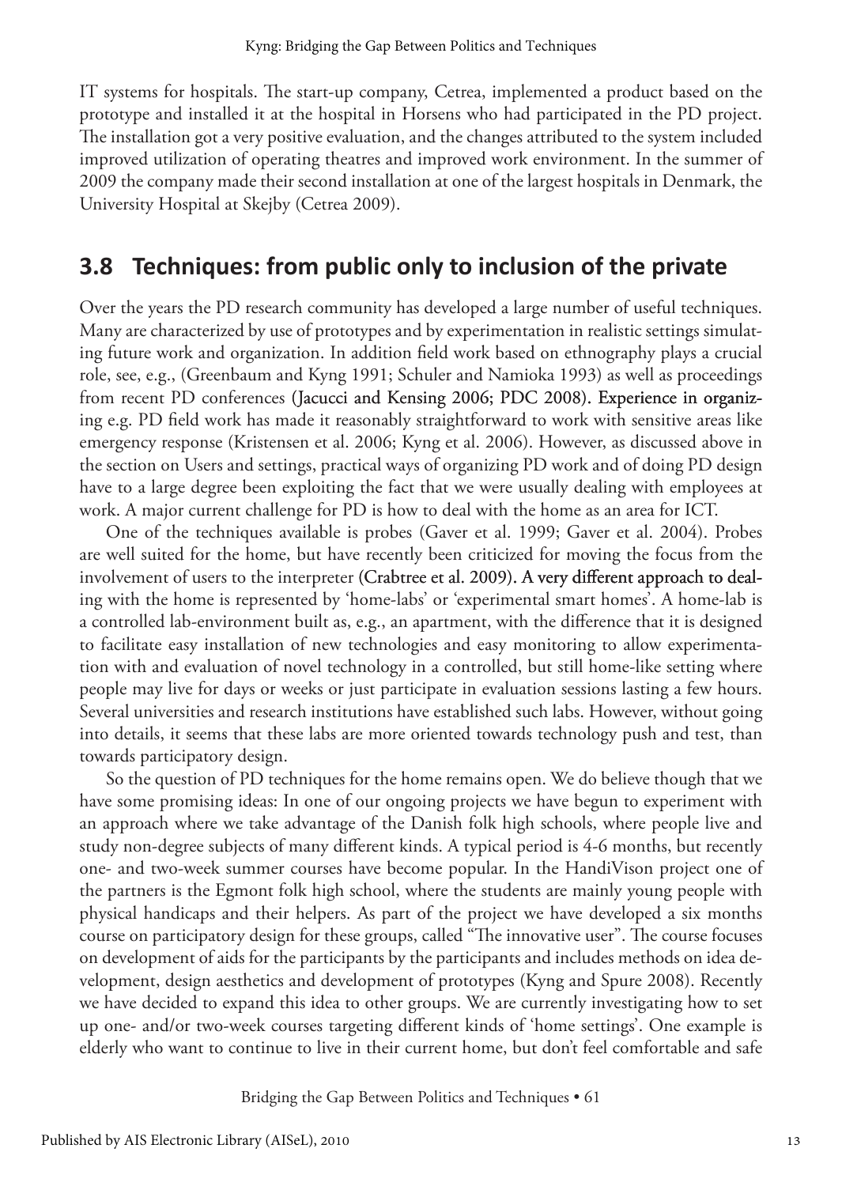IT systems for hospitals. The start-up company, Cetrea, implemented a product based on the prototype and installed it at the hospital in Horsens who had participated in the PD project. The installation got a very positive evaluation, and the changes attributed to the system included improved utilization of operating theatres and improved work environment. In the summer of 2009 the company made their second installation at one of the largest hospitals in Denmark, the University Hospital at Skejby (Cetrea 2009).

## 3.8 Techniques: from public only to inclusion of the private

Over the years the PD research community has developed a large number of useful techniques. Many are characterized by use of prototypes and by experimentation in realistic settings simulating future work and organization. In addition field work based on ethnography plays a crucial role, see, e.g., (Greenbaum and Kyng 1991; Schuler and Namioka 1993) as well as proceedings from recent PD conferences (Jacucci and Kensing 2006; PDC 2008). Experience in organizing e.g. PD field work has made it reasonably straightforward to work with sensitive areas like emergency response (Kristensen et al. 2006; Kyng et al. 2006). However, as discussed above in the section on Users and settings, practical ways of organizing PD work and of doing PD design have to a large degree been exploiting the fact that we were usually dealing with employees at work. A major current challenge for PD is how to deal with the home as an area for ICT.

One of the techniques available is probes (Gaver et al. 1999; Gaver et al. 2004). Probes are well suited for the home, but have recently been criticized for moving the focus from the involvement of users to the interpreter (Crabtree et al. 2009). A very different approach to dealing with the home is represented by 'home-labs' or 'experimental smart homes'. A home-lab is a controlled lab-environment built as, e.g., an apartment, with the difference that it is designed to facilitate easy installation of new technologies and easy monitoring to allow experimentation with and evaluation of novel technology in a controlled, but still home-like setting where people may live for days or weeks or just participate in evaluation sessions lasting a few hours. Several universities and research institutions have established such labs. However, without going into details, it seems that these labs are more oriented towards technology push and test, than towards participatory design.

So the question of PD techniques for the home remains open. We do believe though that we have some promising ideas: In one of our ongoing projects we have begun to experiment with an approach where we take advantage of the Danish folk high schools, where people live and study non-degree subjects of many different kinds. A typical period is 4-6 months, but recently one- and two-week summer courses have become popular. In the HandiVison project one of the partners is the Egmont folk high school, where the students are mainly young people with physical handicaps and their helpers. As part of the project we have developed a six months course on participatory design for these groups, called "The innovative user". The course focuses on development of aids for the participants by the participants and includes methods on idea development, design aesthetics and development of prototypes (Kyng and Spure 2008). Recently we have decided to expand this idea to other groups. We are currently investigating how to set up one- and/or two-week courses targeting different kinds of 'home settings'. One example is elderly who want to continue to live in their current home, but don't feel comfortable and safe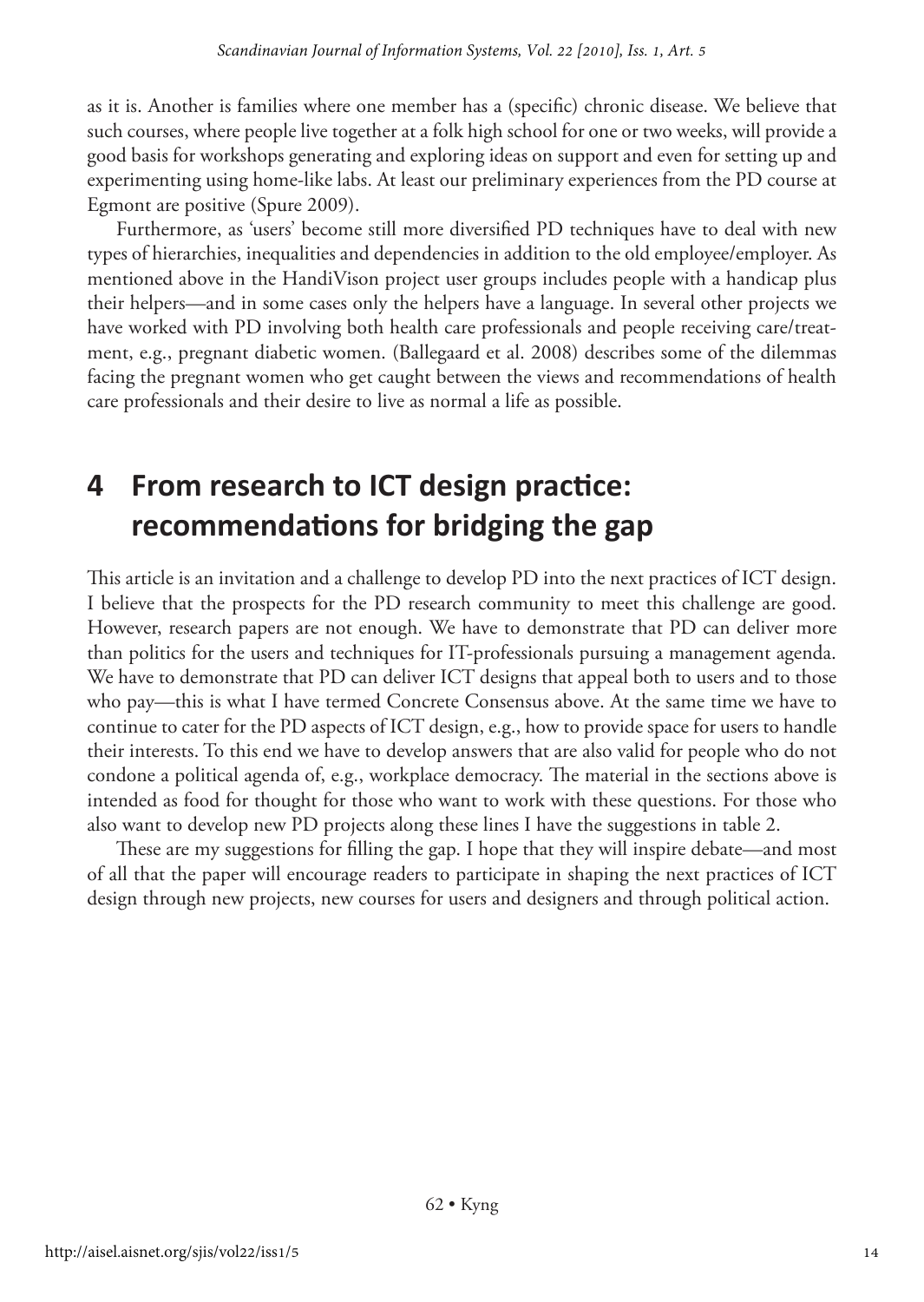as it is. Another is families where one member has a (specific) chronic disease. We believe that such courses, where people live together at a folk high school for one or two weeks, will provide a good basis for workshops generating and exploring ideas on support and even for setting up and experimenting using home-like labs. At least our preliminary experiences from the PD course at Egmont are positive (Spure 2009).

Furthermore, as 'users' become still more diversified PD techniques have to deal with new types of hierarchies, inequalities and dependencies in addition to the old employee/employer. As mentioned above in the HandiVison project user groups includes people with a handicap plus their helpers—and in some cases only the helpers have a language. In several other projects we have worked with PD involving both health care professionals and people receiving care/treatment, e.g., pregnant diabetic women. (Ballegaard et al. 2008) describes some of the dilemmas facing the pregnant women who get caught between the views and recommendations of health care professionals and their desire to live as normal a life as possible.

# 4 From research to ICT design practice: recommendations for bridging the gap

This article is an invitation and a challenge to develop PD into the next practices of ICT design. I believe that the prospects for the PD research community to meet this challenge are good. However, research papers are not enough. We have to demonstrate that PD can deliver more than politics for the users and techniques for IT-professionals pursuing a management agenda. We have to demonstrate that PD can deliver ICT designs that appeal both to users and to those who pay—this is what I have termed Concrete Consensus above. At the same time we have to continue to cater for the PD aspects of ICT design, e.g., how to provide space for users to handle their interests. To this end we have to develop answers that are also valid for people who do not condone a political agenda of, e.g., workplace democracy. The material in the sections above is intended as food for thought for those who want to work with these questions. For those who also want to develop new PD projects along these lines I have the suggestions in table 2.

These are my suggestions for filling the gap. I hope that they will inspire debate—and most of all that the paper will encourage readers to participate in shaping the next practices of ICT design through new projects, new courses for users and designers and through political action.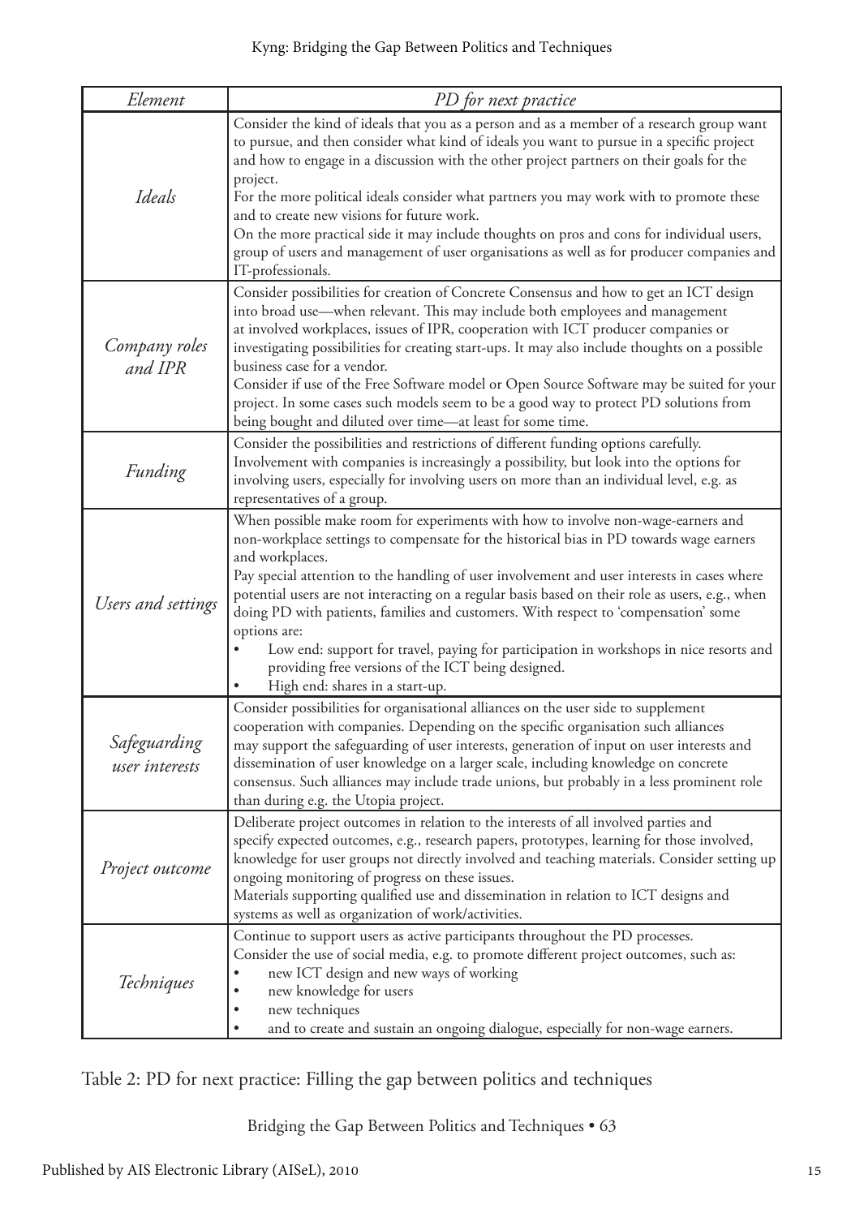| *Element* | *PD for next practice* |
|---|---|
| *Ideals* | Consider the kind of ideals that you as a person and as a member of a research group want to pursue, and then consider what kind of ideals you want to pursue in a specific project and how to engage in a discussion with the other project partners on their goals for the project.<br>For the more political ideals consider what partners you may work with to promote these and to create new visions for future work.<br>On the more practical side it may include thoughts on pros and cons for individual users, group of users and management of user organisations as well as for producer companies and IT-professionals. |
| *Company roles and IPR* | Consider possibilities for creation of Concrete Consensus and how to get an ICT design into broad use—when relevant. This may include both employees and management at involved workplaces, issues of IPR, cooperation with ICT producer companies or investigating possibilities for creating start-ups. It may also include thoughts on a possible business case for a vendor.<br>Consider if use of the Free Software model or Open Source Software may be suited for your project. In some cases such models seem to be a good way to protect PD solutions from being bought and diluted over time—at least for some time. |
| *Funding* | Consider the possibilities and restrictions of different funding options carefully. Involvement with companies is increasingly a possibility, but look into the options for involving users, especially for involving users on more than an individual level, e.g. as representatives of a group. |
| *Users and settings* | When possible make room for experiments with how to involve non-wage-earners and non-workplace settings to compensate for the historical bias in PD towards wage earners and workplaces.<br>Pay special attention to the handling of user involvement and user interests in cases where potential users are not interacting on a regular basis based on their role as users, e.g., when doing PD with patients, families and customers. With respect to 'compensation' some options are:<br>• Low end: support for travel, paying for participation in workshops in nice resorts and providing free versions of the ICT being designed.<br>• High end: shares in a start-up. |
| *Safeguarding user interests* | Consider possibilities for organisational alliances on the user side to supplement cooperation with companies. Depending on the specific organisation such alliances may support the safeguarding of user interests, generation of input on user interests and dissemination of user knowledge on a larger scale, including knowledge on concrete consensus. Such alliances may include trade unions, but probably in a less prominent role than during e.g. the Utopia project. |
| *Project outcome* | Deliberate project outcomes in relation to the interests of all involved parties and specify expected outcomes, e.g., research papers, prototypes, learning for those involved, knowledge for user groups not directly involved and teaching materials. Consider setting up ongoing monitoring of progress on these issues.<br>Materials supporting qualified use and dissemination in relation to ICT designs and systems as well as organization of work/activities. |
| *Techniques* | Continue to support users as active participants throughout the PD processes.<br>Consider the use of social media, e.g. to promote different project outcomes, such as:<br>• new ICT design and new ways of working<br>• new knowledge for users<br>• new techniques<br>• and to create and sustain an ongoing dialogue, especially for non-wage earners. |

Table 2: PD for next practice: Filling the gap between politics and techniques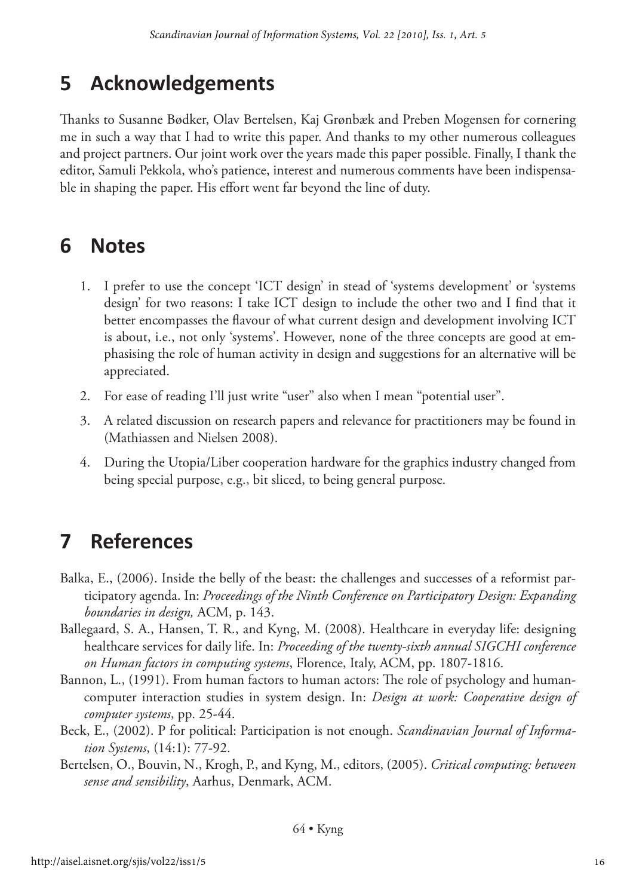## 5 Acknowledgements

Thanks to Susanne Bødker, Olav Bertelsen, Kaj Grønbæk and Preben Mogensen for cornering me in such a way that I had to write this paper. And thanks to my other numerous colleagues and project partners. Our joint work over the years made this paper possible. Finally, I thank the editor, Samuli Pekkola, who's patience, interest and numerous comments have been indispensable in shaping the paper. His effort went far beyond the line of duty.

## 6 Notes

1. I prefer to use the concept 'ICT design' in stead of 'systems development' or 'systems design' for two reasons: I take ICT design to include the other two and I find that it better encompasses the flavour of what current design and development involving ICT is about, i.e., not only 'systems'. However, none of the three concepts are good at emphasising the role of human activity in design and suggestions for an alternative will be appreciated.
2. For ease of reading I'll just write "user" also when I mean "potential user".
3. A related discussion on research papers and relevance for practitioners may be found in (Mathiassen and Nielsen 2008).
4. During the Utopia/Liber cooperation hardware for the graphics industry changed from being special purpose, e.g., bit sliced, to being general purpose.

## 7 References

Balka, E., (2006). Inside the belly of the beast: the challenges and successes of a reformist participatory agenda. In: *Proceedings of the Ninth Conference on Participatory Design: Expanding boundaries in design,* ACM, p. 143.

Ballegaard, S. A., Hansen, T. R., and Kyng, M. (2008). Healthcare in everyday life: designing healthcare services for daily life. In: *Proceeding of the twenty-sixth annual SIGCHI conference on Human factors in computing systems*, Florence, Italy, ACM, pp. 1807-1816.

Bannon, L., (1991). From human factors to human actors: The role of psychology and human-computer interaction studies in system design. In: *Design at work: Cooperative design of computer systems*, pp. 25-44.

Beck, E., (2002). P for political: Participation is not enough. *Scandinavian Journal of Information Systems*, (14:1): 77-92.

Bertelsen, O., Bouvin, N., Krogh, P., and Kyng, M., editors, (2005). *Critical computing: between sense and sensibility*, Aarhus, Denmark, ACM.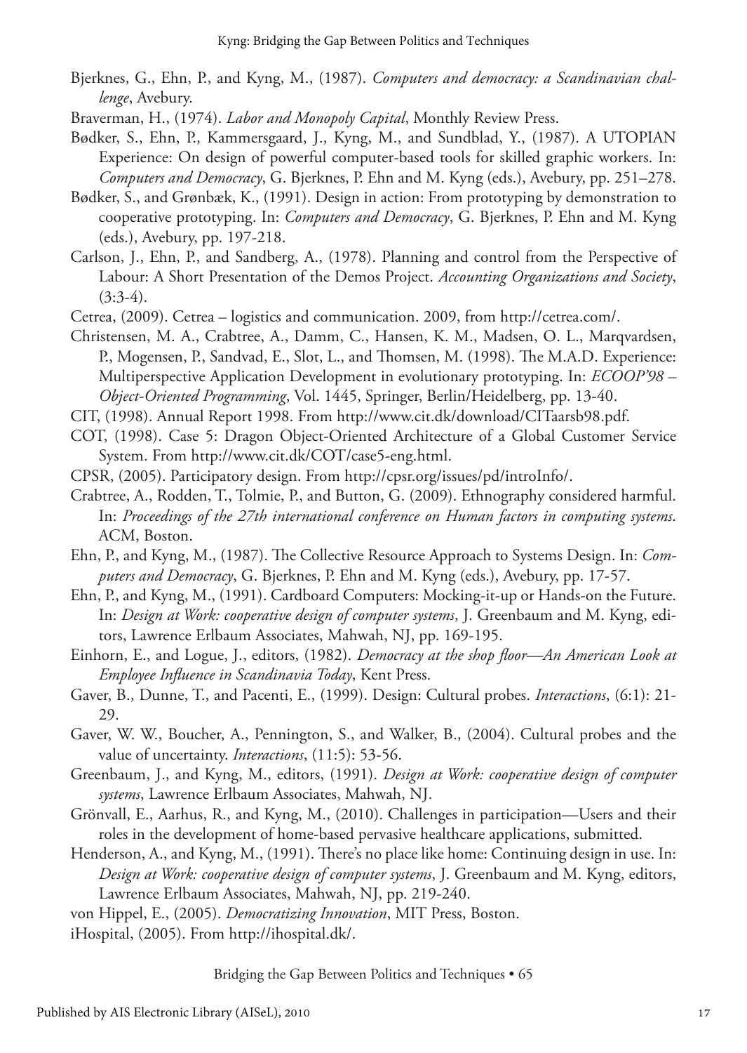Bjerknes, G., Ehn, P., and Kyng, M., (1987). *Computers and democracy: a Scandinavian challenge*, Avebury.

Braverman, H., (1974). *Labor and Monopoly Capital*, Monthly Review Press.

Bødker, S., Ehn, P., Kammersgaard, J., Kyng, M., and Sundblad, Y., (1987). A UTOPIAN Experience: On design of powerful computer-based tools for skilled graphic workers. In: *Computers and Democracy*, G. Bjerknes, P. Ehn and M. Kyng (eds.), Avebury, pp. 251–278.

Bødker, S., and Grønbæk, K., (1991). Design in action: From prototyping by demonstration to cooperative prototyping. In: *Computers and Democracy*, G. Bjerknes, P. Ehn and M. Kyng (eds.), Avebury, pp. 197-218.

Carlson, J., Ehn, P., and Sandberg, A., (1978). Planning and control from the Perspective of Labour: A Short Presentation of the Demos Project. *Accounting Organizations and Society*, (3:3-4).

Cetrea, (2009). Cetrea – logistics and communication. 2009, from http://cetrea.com/.

Christensen, M. A., Crabtree, A., Damm, C., Hansen, K. M., Madsen, O. L., Marqvardsen, P., Mogensen, P., Sandvad, E., Slot, L., and Thomsen, M. (1998). The M.A.D. Experience: Multiperspective Application Development in evolutionary prototyping. In: *ECOOP'98 – Object-Oriented Programming*, Vol. 1445, Springer, Berlin/Heidelberg, pp. 13-40.

CIT, (1998). Annual Report 1998. From http://www.cit.dk/download/CITaarsb98.pdf.

COT, (1998). Case 5: Dragon Object-Oriented Architecture of a Global Customer Service System. From http://www.cit.dk/COT/case5-eng.html.

CPSR, (2005). Participatory design. From http://cpsr.org/issues/pd/introInfo/.

Crabtree, A., Rodden, T., Tolmie, P., and Button, G. (2009). Ethnography considered harmful. In: *Proceedings of the 27th international conference on Human factors in computing systems*. ACM, Boston.

Ehn, P., and Kyng, M., (1987). The Collective Resource Approach to Systems Design. In: *Computers and Democracy*, G. Bjerknes, P. Ehn and M. Kyng (eds.), Avebury, pp. 17-57.

Ehn, P., and Kyng, M., (1991). Cardboard Computers: Mocking-it-up or Hands-on the Future. In: *Design at Work: cooperative design of computer systems*, J. Greenbaum and M. Kyng, editors, Lawrence Erlbaum Associates, Mahwah, NJ, pp. 169-195.

Einhorn, E., and Logue, J., editors, (1982). *Democracy at the shop floor—An American Look at Employee Influence in Scandinavia Today*, Kent Press.

Gaver, B., Dunne, T., and Pacenti, E., (1999). Design: Cultural probes. *Interactions*, (6:1): 21-29.

Gaver, W. W., Boucher, A., Pennington, S., and Walker, B., (2004). Cultural probes and the value of uncertainty. *Interactions*, (11:5): 53-56.

Greenbaum, J., and Kyng, M., editors, (1991). *Design at Work: cooperative design of computer systems*, Lawrence Erlbaum Associates, Mahwah, NJ.

Grönvall, E., Aarhus, R., and Kyng, M., (2010). Challenges in participation—Users and their roles in the development of home-based pervasive healthcare applications, submitted.

Henderson, A., and Kyng, M., (1991). There's no place like home: Continuing design in use. In: *Design at Work: cooperative design of computer systems*, J. Greenbaum and M. Kyng, editors, Lawrence Erlbaum Associates, Mahwah, NJ, pp. 219-240.

von Hippel, E., (2005). *Democratizing Innovation*, MIT Press, Boston.

iHospital, (2005). From http://ihospital.dk/.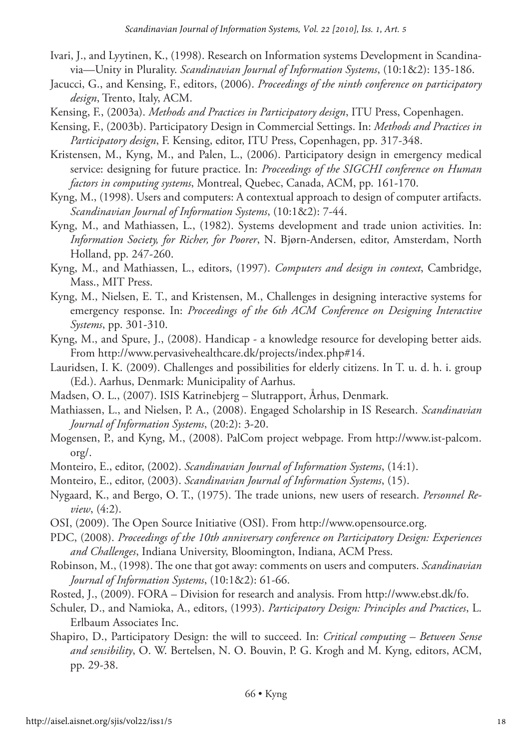Ivari, J., and Lyytinen, K., (1998). Research on Information systems Development in Scandinavia—Unity in Plurality. *Scandinavian Journal of Information Systems*, (10:1&2): 135-186.

Jacucci, G., and Kensing, F., editors, (2006). *Proceedings of the ninth conference on participatory design*, Trento, Italy, ACM.

Kensing, F., (2003a). *Methods and Practices in Participatory design*, ITU Press, Copenhagen.

Kensing, F., (2003b). Participatory Design in Commercial Settings. In: *Methods and Practices in Participatory design*, F. Kensing, editor, ITU Press, Copenhagen, pp. 317-348.

Kristensen, M., Kyng, M., and Palen, L., (2006). Participatory design in emergency medical service: designing for future practice. In: *Proceedings of the SIGCHI conference on Human factors in computing systems*, Montreal, Quebec, Canada, ACM, pp. 161-170.

Kyng, M., (1998). Users and computers: A contextual approach to design of computer artifacts. *Scandinavian Journal of Information Systems*, (10:1&2): 7-44.

Kyng, M., and Mathiassen, L., (1982). Systems development and trade union activities. In: *Information Society, for Richer, for Poorer*, N. Bjørn-Andersen, editor, Amsterdam, North Holland, pp. 247-260.

Kyng, M., and Mathiassen, L., editors, (1997). *Computers and design in context*, Cambridge, Mass., MIT Press.

Kyng, M., Nielsen, E. T., and Kristensen, M., Challenges in designing interactive systems for emergency response. In: *Proceedings of the 6th ACM Conference on Designing Interactive Systems*, pp. 301-310.

Kyng, M., and Spure, J., (2008). Handicap - a knowledge resource for developing better aids. From http://www.pervasivehealthcare.dk/projects/index.php#14.

Lauridsen, I. K. (2009). Challenges and possibilities for elderly citizens. In T. u. d. h. i. group (Ed.). Aarhus, Denmark: Municipality of Aarhus.

Madsen, O. L., (2007). ISIS Katrinebjerg – Slutrapport, Århus, Denmark.

Mathiassen, L., and Nielsen, P. A., (2008). Engaged Scholarship in IS Research. *Scandinavian Journal of Information Systems*, (20:2): 3-20.

Mogensen, P., and Kyng, M., (2008). PalCom project webpage. From http://www.ist-palcom.org/.

Monteiro, E., editor, (2002). *Scandinavian Journal of Information Systems*, (14:1).

Monteiro, E., editor, (2003). *Scandinavian Journal of Information Systems*, (15).

Nygaard, K., and Bergo, O. T., (1975). The trade unions, new users of research. *Personnel Review*, (4:2).

OSI, (2009). The Open Source Initiative (OSI). From http://www.opensource.org.

PDC, (2008). *Proceedings of the 10th anniversary conference on Participatory Design: Experiences and Challenges*, Indiana University, Bloomington, Indiana, ACM Press.

Robinson, M., (1998). The one that got away: comments on users and computers. *Scandinavian Journal of Information Systems*, (10:1&2): 61-66.

Rosted, J., (2009). FORA – Division for research and analysis. From http://www.ebst.dk/fo.

Schuler, D., and Namioka, A., editors, (1993). *Participatory Design: Principles and Practices*, L. Erlbaum Associates Inc.

Shapiro, D., Participatory Design: the will to succeed. In: *Critical computing – Between Sense and sensibility*, O. W. Bertelsen, N. O. Bouvin, P. G. Krogh and M. Kyng, editors, ACM, pp. 29-38.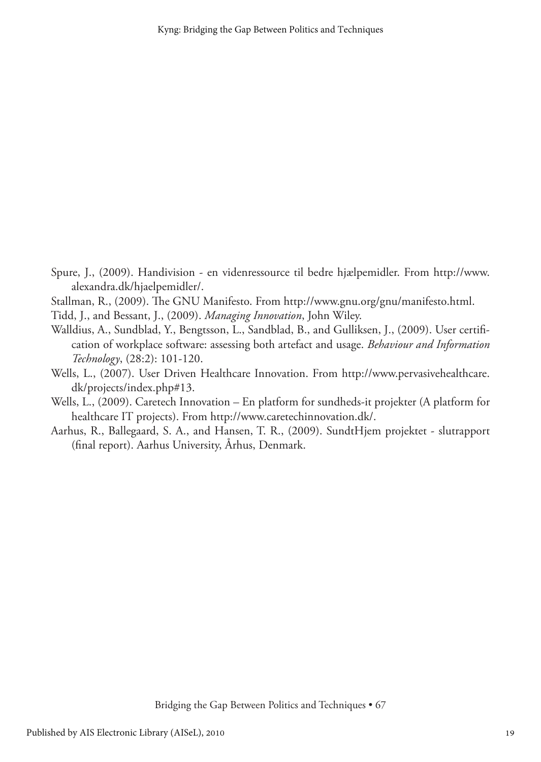Spure, J., (2009). Handivision - en videnressource til bedre hjælpemidler. From http://www.alexandra.dk/hjaelpemidler/.

Stallman, R., (2009). The GNU Manifesto. From http://www.gnu.org/gnu/manifesto.html.

Tidd, J., and Bessant, J., (2009). *Managing Innovation*, John Wiley.

Walldius, A., Sundblad, Y., Bengtsson, L., Sandblad, B., and Gulliksen, J., (2009). User certification of workplace software: assessing both artefact and usage. *Behaviour and Information Technology*, (28:2): 101-120.

Wells, L., (2007). User Driven Healthcare Innovation. From http://www.pervasivehealthcare.dk/projects/index.php#13.

Wells, L., (2009). Caretech Innovation – En platform for sundheds-it projekter (A platform for healthcare IT projects). From http://www.caretechinnovation.dk/.

Aarhus, R., Ballegaard, S. A., and Hansen, T. R., (2009). SundtHjem projektet - slutrapport (final report). Aarhus University, Århus, Denmark.